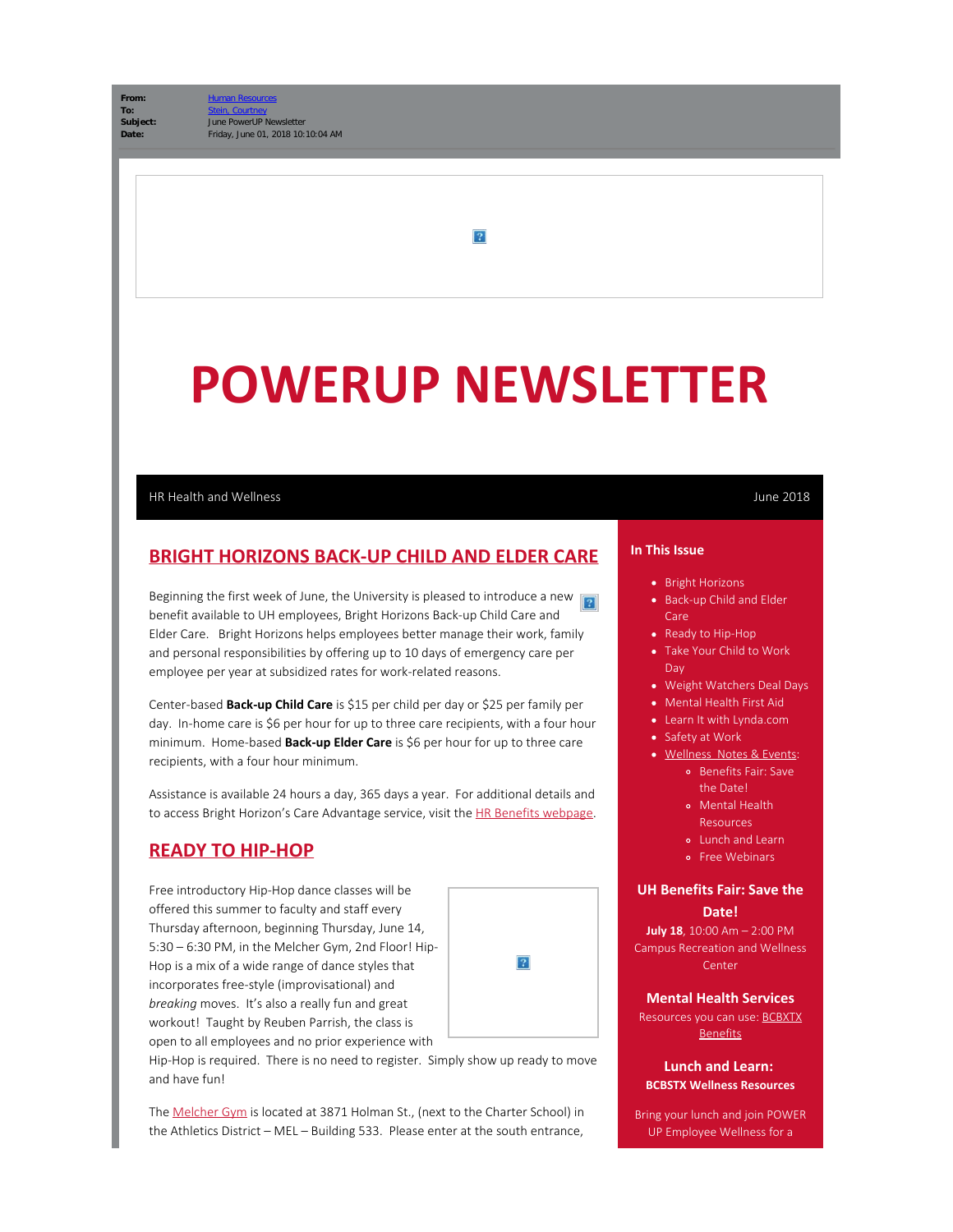**From:** Human Resources
**To:** Stein, Courtney
**Subject:** June PowerUP Newsletter
**Date:** Friday, June 01, 2018 10:10:04 AM

# POWERUP NEWSLETTER

HR Health and Wellness — June 2018

## BRIGHT HORIZONS BACK-UP CHILD AND ELDER CARE

Beginning the first week of June, the University is pleased to introduce a new benefit available to UH employees, Bright Horizons Back-up Child Care and Elder Care. Bright Horizons helps employees better manage their work, family and personal responsibilities by offering up to 10 days of emergency care per employee per year at subsidized rates for work-related reasons.

Center-based **Back-up Child Care** is $15 per child per day or $25 per family per day. In-home care is $6 per hour for up to three care recipients, with a four hour minimum. Home-based **Back-up Elder Care** is $6 per hour for up to three care recipients, with a four hour minimum.

Assistance is available 24 hours a day, 365 days a year. For additional details and to access Bright Horizon's Care Advantage service, visit the HR Benefits webpage.

## READY TO HIP-HOP

Free introductory Hip-Hop dance classes will be offered this summer to faculty and staff every Thursday afternoon, beginning Thursday, June 14, 5:30 – 6:30 PM, in the Melcher Gym, 2nd Floor! Hip-Hop is a mix of a wide range of dance styles that incorporates free-style (improvisational) and *breaking* moves. It's also a really fun and great workout! Taught by Reuben Parrish, the class is open to all employees and no prior experience with Hip-Hop is required. There is no need to register. Simply show up ready to move and have fun!

The Melcher Gym is located at 3871 Holman St., (next to the Charter School) in the Athletics District – MEL – Building 533. Please enter at the south entrance,

### In This Issue

- Bright Horizons
- Back-up Child and Elder Care
- Ready to Hip-Hop
- Take Your Child to Work Day
- Weight Watchers Deal Days
- Mental Health First Aid
- Learn It with Lynda.com
- Safety at Work
- Wellness Notes & Events:
  - Benefits Fair: Save the Date!
  - Mental Health Resources
  - Lunch and Learn
  - Free Webinars

### UH Benefits Fair: Save the Date!

**July 18**, 10:00 Am – 2:00 PM
Campus Recreation and Wellness Center

### Mental Health Services

Resources you can use: BCBXTX Benefits

### Lunch and Learn:

**BCBSTX Wellness Resources**

Bring your lunch and join POWER UP Employee Wellness for a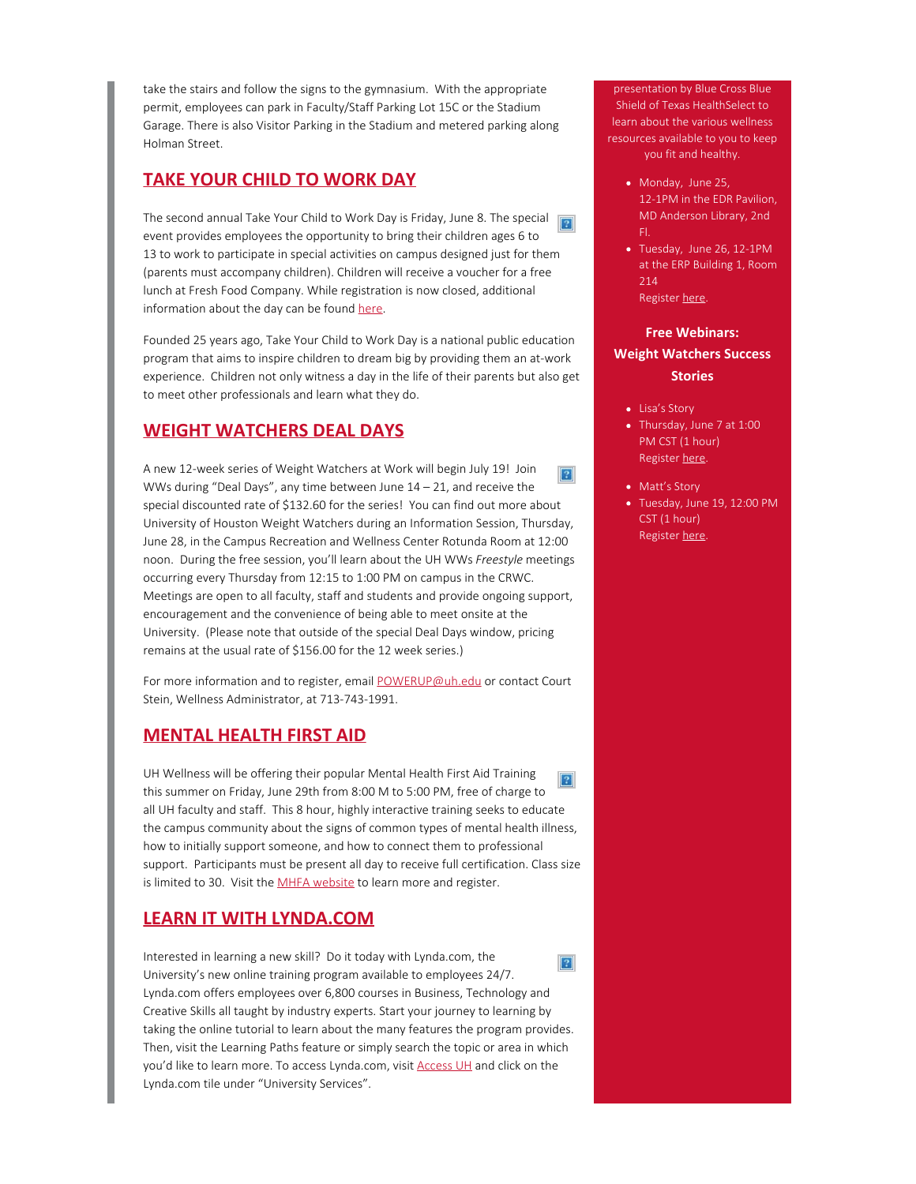take the stairs and follow the signs to the gymnasium. With the appropriate permit, employees can park in Faculty/Staff Parking Lot 15C or the Stadium Garage. There is also Visitor Parking in the Stadium and metered parking along Holman Street.

## TAKE YOUR CHILD TO WORK DAY

The second annual Take Your Child to Work Day is Friday, June 8. The special event provides employees the opportunity to bring their children ages 6 to 13 to work to participate in special activities on campus designed just for them (parents must accompany children). Children will receive a voucher for a free lunch at Fresh Food Company. While registration is now closed, additional information about the day can be found here.

Founded 25 years ago, Take Your Child to Work Day is a national public education program that aims to inspire children to dream big by providing them an at-work experience. Children not only witness a day in the life of their parents but also get to meet other professionals and learn what they do.

## WEIGHT WATCHERS DEAL DAYS

A new 12-week series of Weight Watchers at Work will begin July 19! Join WWs during "Deal Days", any time between June 14 – 21, and receive the special discounted rate of $132.60 for the series! You can find out more about University of Houston Weight Watchers during an Information Session, Thursday, June 28, in the Campus Recreation and Wellness Center Rotunda Room at 12:00 noon. During the free session, you'll learn about the UH WWs *Freestyle* meetings occurring every Thursday from 12:15 to 1:00 PM on campus in the CRWC. Meetings are open to all faculty, staff and students and provide ongoing support, encouragement and the convenience of being able to meet onsite at the University. (Please note that outside of the special Deal Days window, pricing remains at the usual rate of $156.00 for the 12 week series.)

For more information and to register, email POWERUP@uh.edu or contact Court Stein, Wellness Administrator, at 713-743-1991.

## MENTAL HEALTH FIRST AID

UH Wellness will be offering their popular Mental Health First Aid Training this summer on Friday, June 29th from 8:00 M to 5:00 PM, free of charge to all UH faculty and staff. This 8 hour, highly interactive training seeks to educate the campus community about the signs of common types of mental health illness, how to initially support someone, and how to connect them to professional support. Participants must be present all day to receive full certification. Class size is limited to 30. Visit the MHFA website to learn more and register.

## LEARN IT WITH LYNDA.COM

Interested in learning a new skill? Do it today with Lynda.com, the University's new online training program available to employees 24/7. Lynda.com offers employees over 6,800 courses in Business, Technology and Creative Skills all taught by industry experts. Start your journey to learning by taking the online tutorial to learn about the many features the program provides. Then, visit the Learning Paths feature or simply search the topic or area in which you'd like to learn more. To access Lynda.com, visit Access UH and click on the Lynda.com tile under "University Services".

presentation by Blue Cross Blue Shield of Texas HealthSelect to learn about the various wellness resources available to you to keep you fit and healthy.

- Monday, June 25, 12-1PM in the EDR Pavilion, MD Anderson Library, 2nd Fl.
- Tuesday, June 26, 12-1PM at the ERP Building 1, Room 214
  Register here.

### Free Webinars: Weight Watchers Success Stories

- Lisa's Story
- Thursday, June 7 at 1:00 PM CST (1 hour)
  Register here.

- Matt's Story
- Tuesday, June 19, 12:00 PM CST (1 hour)
  Register here.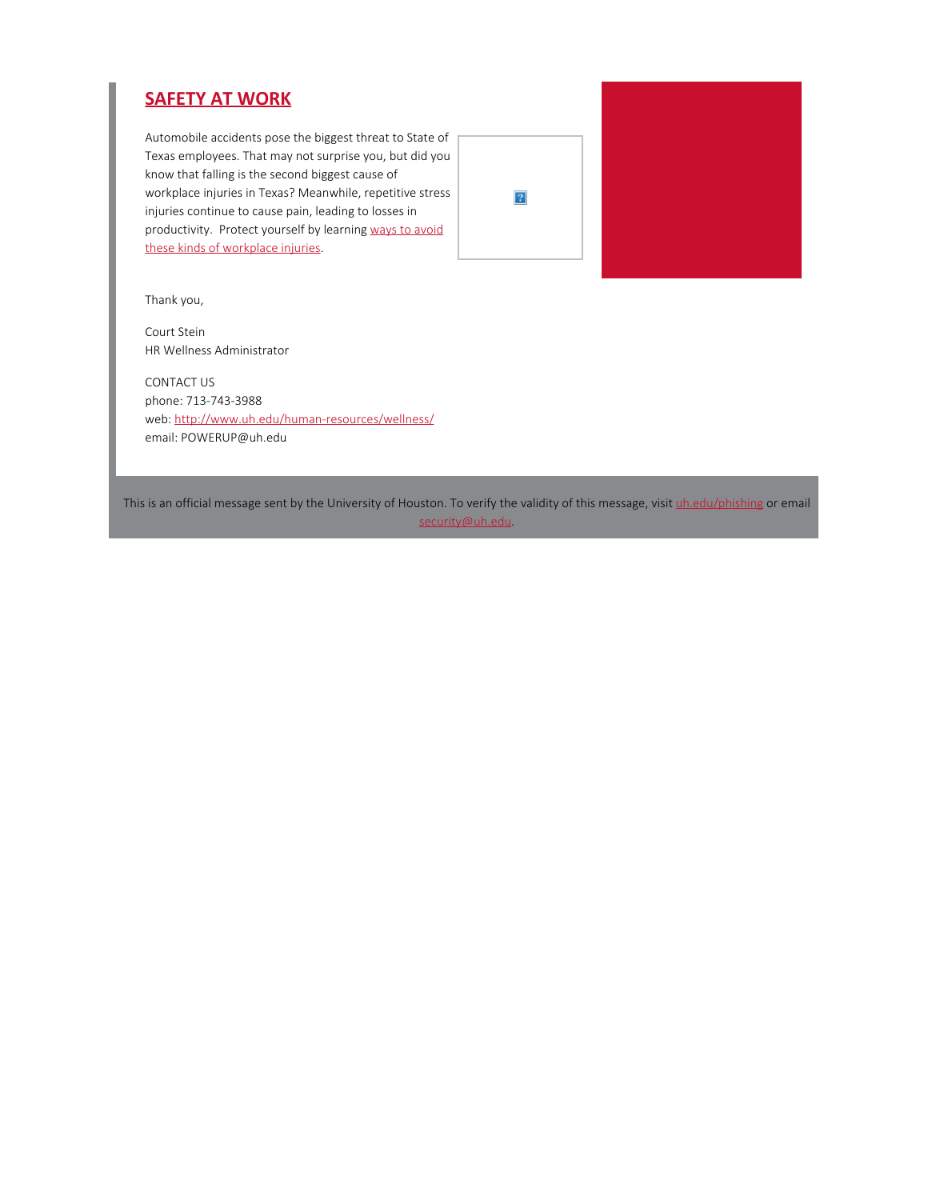## SAFETY AT WORK

Automobile accidents pose the biggest threat to State of Texas employees. That may not surprise you, but did you know that falling is the second biggest cause of workplace injuries in Texas? Meanwhile, repetitive stress injuries continue to cause pain, leading to losses in productivity. Protect yourself by learning ways to avoid these kinds of workplace injuries.

Thank you,

Court Stein
HR Wellness Administrator

CONTACT US
phone: 713-743-3988
web: http://www.uh.edu/human-resources/wellness/
email: POWERUP@uh.edu

This is an official message sent by the University of Houston. To verify the validity of this message, visit uh.edu/phishing or email security@uh.edu.